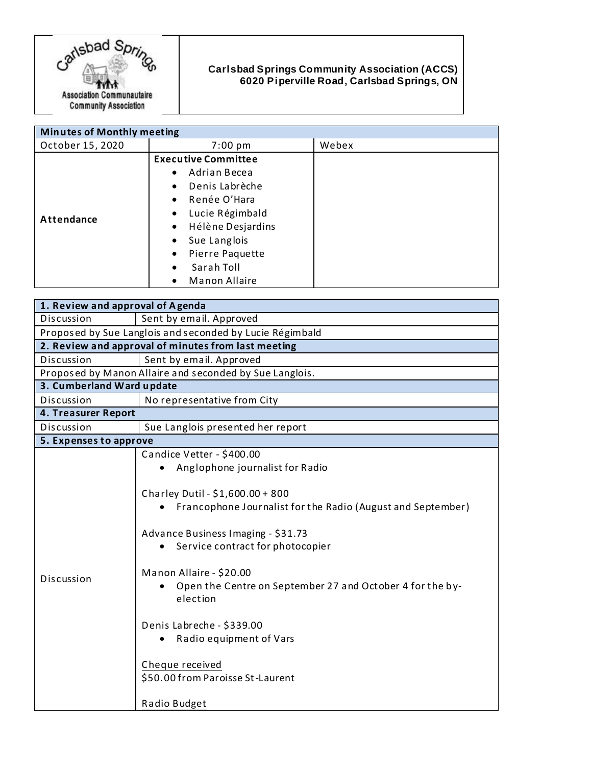**Carlsbad Springs Community Association (ACCS)**
**6020 Piperville Road, Carlsbad Springs, ON**

| Minutes of Monthly meeting | | |
|---|---|---|
| October 15, 2020 | 7:00 pm | Webex |
| **Attendance** | **Executive Committee**<br>• Adrian Becea<br>• Denis Labrèche<br>• Renée O'Hara<br>• Lucie Régimbald<br>• Hélène Desjardins<br>• Sue Langlois<br>• Pierre Paquette<br>• Sarah Toll<br>• Manon Allaire | |

| **1. Review and approval of Agenda** | |
|---|---|
| Discussion | Sent by email. Approved |
| Proposed by Sue Langlois and seconded by Lucie Régimbald | |
| **2. Review and approval of minutes from last meeting** | |
| Discussion | Sent by email. Approved |
| Proposed by Manon Allaire and seconded by Sue Langlois. | |
| **3. Cumberland Ward update** | |
| Discussion | No representative from City |
| **4. Treasurer Report** | |
| Discussion | Sue Langlois presented her report |
| **5. Expenses to approve** | |
| Discussion | Candice Vetter - $400.00<br>• Anglophone journalist for Radio<br><br>Charley Dutil - $1,600.00 + 800<br>• Francophone Journalist for the Radio (August and September)<br><br>Advance Business Imaging - $31.73<br>• Service contract for photocopier<br><br>Manon Allaire - $20.00<br>• Open the Centre on September 27 and October 4 for the by-election<br><br>Denis Labreche - $339.00<br>• Radio equipment of Vars<br><br>Cheque received<br>$50.00 from Paroisse St-Laurent<br><br>Radio Budget |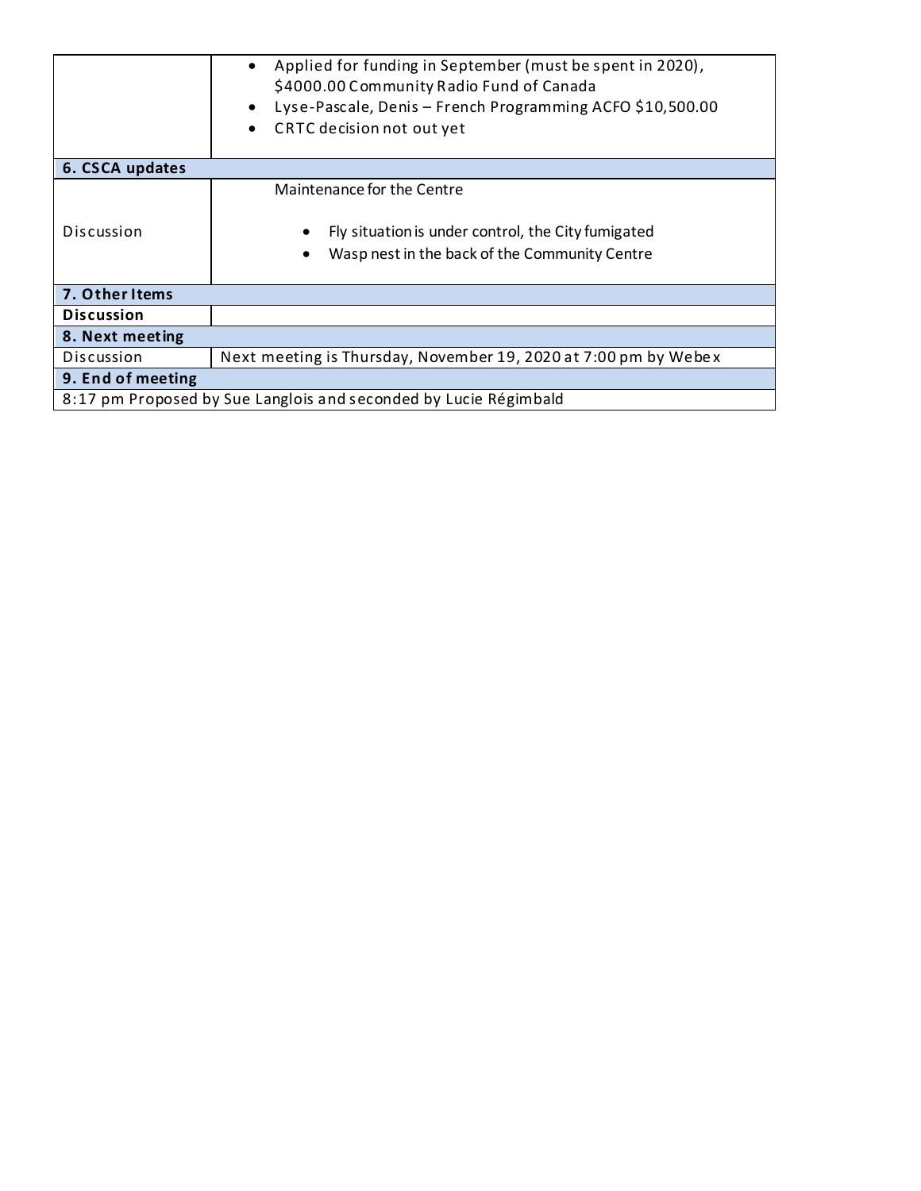| | |
|---|---|
| | • Applied for funding in September (must be spent in 2020), $4000.00 Community Radio Fund of Canada<br>• Lyse-Pascale, Denis – French Programming ACFO $10,500.00<br>• CRTC decision not out yet |
| **6. CSCA updates** | |
| Discussion | Maintenance for the Centre<br>• Fly situation is under control, the City fumigated<br>• Wasp nest in the back of the Community Centre |
| **7. Other Items** | |
| **Discussion** | |
| **8. Next meeting** | |
| Discussion | Next meeting is Thursday, November 19, 2020 at 7:00 pm by Webex |
| **9. End of meeting** | |
| 8:17 pm Proposed by Sue Langlois and seconded by Lucie Régimbald | |